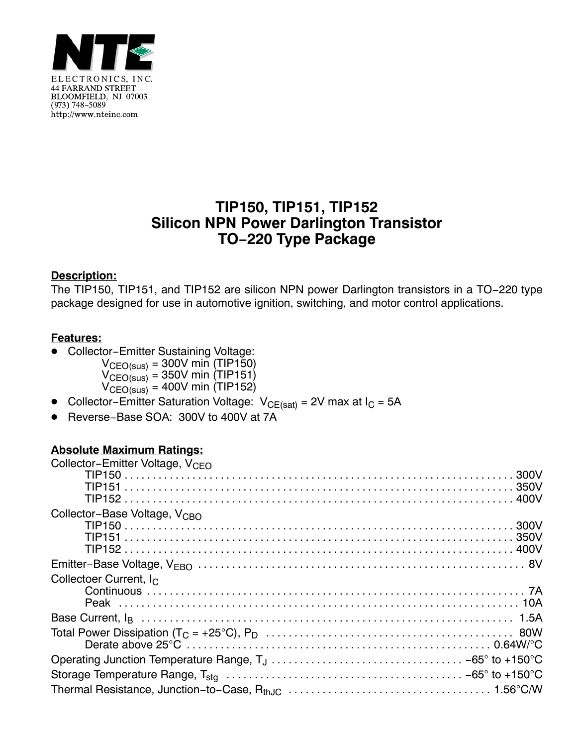NTE

ELECTRONICS, INC.
44 FARRAND STREET
BLOOMFIELD, NJ 07003
(973) 748−5089
http://www.nteinc.com

# TIP150, TIP151, TIP152
# Silicon NPN Power Darlington Transistor
# TO−220 Type Package

**Description:**

The TIP150, TIP151, and TIP152 are silicon NPN power Darlington transistors in a TO−220 type package designed for use in automotive ignition, switching, and motor control applications.

**Features:**

- Collector−Emitter Sustaining Voltage:
  - $V_{CEO(sus)}$ = 300V min (TIP150)
  - $V_{CEO(sus)}$ = 350V min (TIP151)
  - $V_{CEO(sus)}$ = 400V min (TIP152)
- Collector−Emitter Saturation Voltage: $V_{CE(sat)}$ = 2V max at $I_C$ = 5A
- Reverse−Base SOA: 300V to 400V at 7A

**Absolute Maximum Ratings:**

Collector−Emitter Voltage, $V_{CEO}$
- TIP150 . . . . . . . . . . 300V
- TIP151 . . . . . . . . . . 350V
- TIP152 . . . . . . . . . . 400V

Collector−Base Voltage, $V_{CBO}$
- TIP150 . . . . . . . . . . 300V
- TIP151 . . . . . . . . . . 350V
- TIP152 . . . . . . . . . . 400V

Emitter−Base Voltage, $V_{EBO}$ . . . . . . . . . . 8V

Collectoer Current, $I_C$
- Continuous . . . . . . . . . . 7A
- Peak . . . . . . . . . . 10A

Base Current, $I_B$ . . . . . . . . . . 1.5A

Total Power Dissipation ($T_C$ = +25°C), $P_D$ . . . . . . . . . . 80W
- Derate above 25°C . . . . . . . . . . 0.64W/°C

Operating Junction Temperature Range, $T_J$ . . . . . . . . . . −65° to +150°C

Storage Temperature Range, $T_{stg}$ . . . . . . . . . . −65° to +150°C

Thermal Resistance, Junction−to−Case, $R_{thJC}$ . . . . . . . . . . 1.56°C/W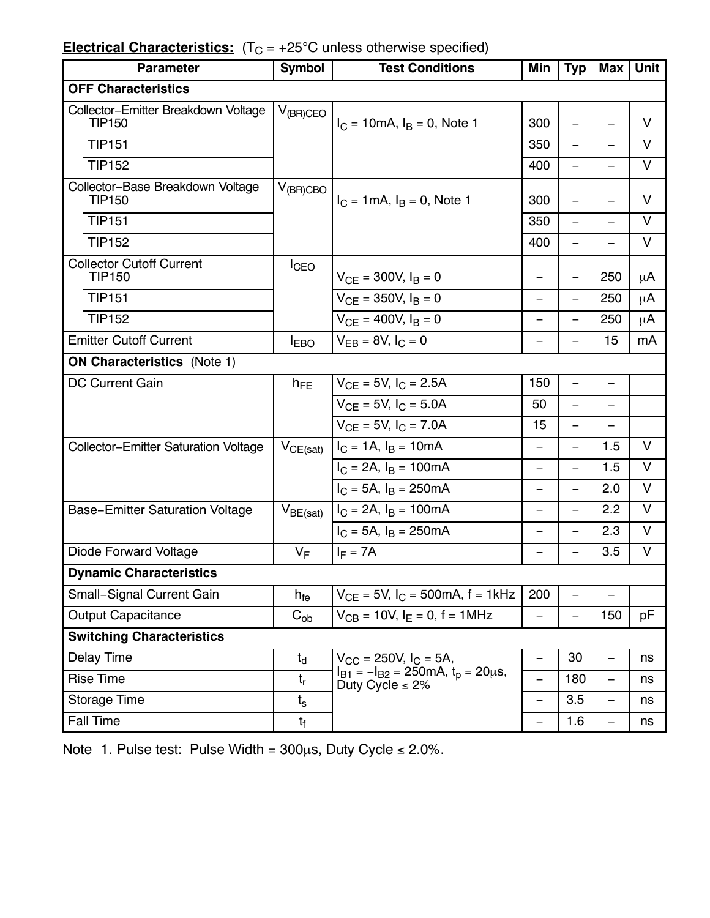**Electrical Characteristics:** ($T_C$ = +25°C unless otherwise specified)

| Parameter | Symbol | Test Conditions | Min | Typ | Max | Unit |
|---|---|---|---|---|---|---|
| **OFF Characteristics** | | | | | | |
| Collector−Emitter Breakdown Voltage TIP150 | $V_{(BR)CEO}$ | $I_C$ = 10mA, $I_B$ = 0, Note 1 | 300 | – | – | V |
| TIP151 | | | 350 | – | – | V |
| TIP152 | | | 400 | – | – | V |
| Collector−Base Breakdown Voltage TIP150 | $V_{(BR)CBO}$ | $I_C$ = 1mA, $I_B$ = 0, Note 1 | 300 | – | – | V |
| TIP151 | | | 350 | – | – | V |
| TIP152 | | | 400 | – | – | V |
| Collector Cutoff Current TIP150 | $I_{CEO}$ | $V_{CE}$ = 300V, $I_B$ = 0 | – | – | 250 | μA |
| TIP151 | | $V_{CE}$ = 350V, $I_B$ = 0 | – | – | 250 | μA |
| TIP152 | | $V_{CE}$ = 400V, $I_B$ = 0 | – | – | 250 | μA |
| Emitter Cutoff Current | $I_{EBO}$ | $V_{EB}$ = 8V, $I_C$ = 0 | – | – | 15 | mA |
| **ON Characteristics** (Note 1) | | | | | | |
| DC Current Gain | $h_{FE}$ | $V_{CE}$ = 5V, $I_C$ = 2.5A | 150 | – | – | |
| | | $V_{CE}$ = 5V, $I_C$ = 5.0A | 50 | – | – | |
| | | $V_{CE}$ = 5V, $I_C$ = 7.0A | 15 | – | – | |
| Collector−Emitter Saturation Voltage | $V_{CE(sat)}$ | $I_C$ = 1A, $I_B$ = 10mA | – | – | 1.5 | V |
| | | $I_C$ = 2A, $I_B$ = 100mA | – | – | 1.5 | V |
| | | $I_C$ = 5A, $I_B$ = 250mA | – | – | 2.0 | V |
| Base−Emitter Saturation Voltage | $V_{BE(sat)}$ | $I_C$ = 2A, $I_B$ = 100mA | – | – | 2.2 | V |
| | | $I_C$ = 5A, $I_B$ = 250mA | – | – | 2.3 | V |
| Diode Forward Voltage | $V_F$ | $I_F$ = 7A | – | – | 3.5 | V |
| **Dynamic Characteristics** | | | | | | |
| Small−Signal Current Gain | $h_{fe}$ | $V_{CE}$ = 5V, $I_C$ = 500mA, f = 1kHz | 200 | – | – | |
| Output Capacitance | $C_{ob}$ | $V_{CB}$ = 10V, $I_E$ = 0, f = 1MHz | – | – | 150 | pF |
| **Switching Characteristics** | | | | | | |
| Delay Time | $t_d$ | $V_{CC}$ = 250V, $I_C$ = 5A, $I_{B1}$ = $-I_{B2}$ = 250mA, $t_p$ = 20μs, Duty Cycle ≤ 2% | – | 30 | – | ns |
| Rise Time | $t_r$ | | – | 180 | – | ns |
| Storage Time | $t_s$ | | – | 3.5 | – | ns |
| Fall Time | $t_f$ | | – | 1.6 | – | ns |

Note 1. Pulse test: Pulse Width = 300μs, Duty Cycle ≤ 2.0%.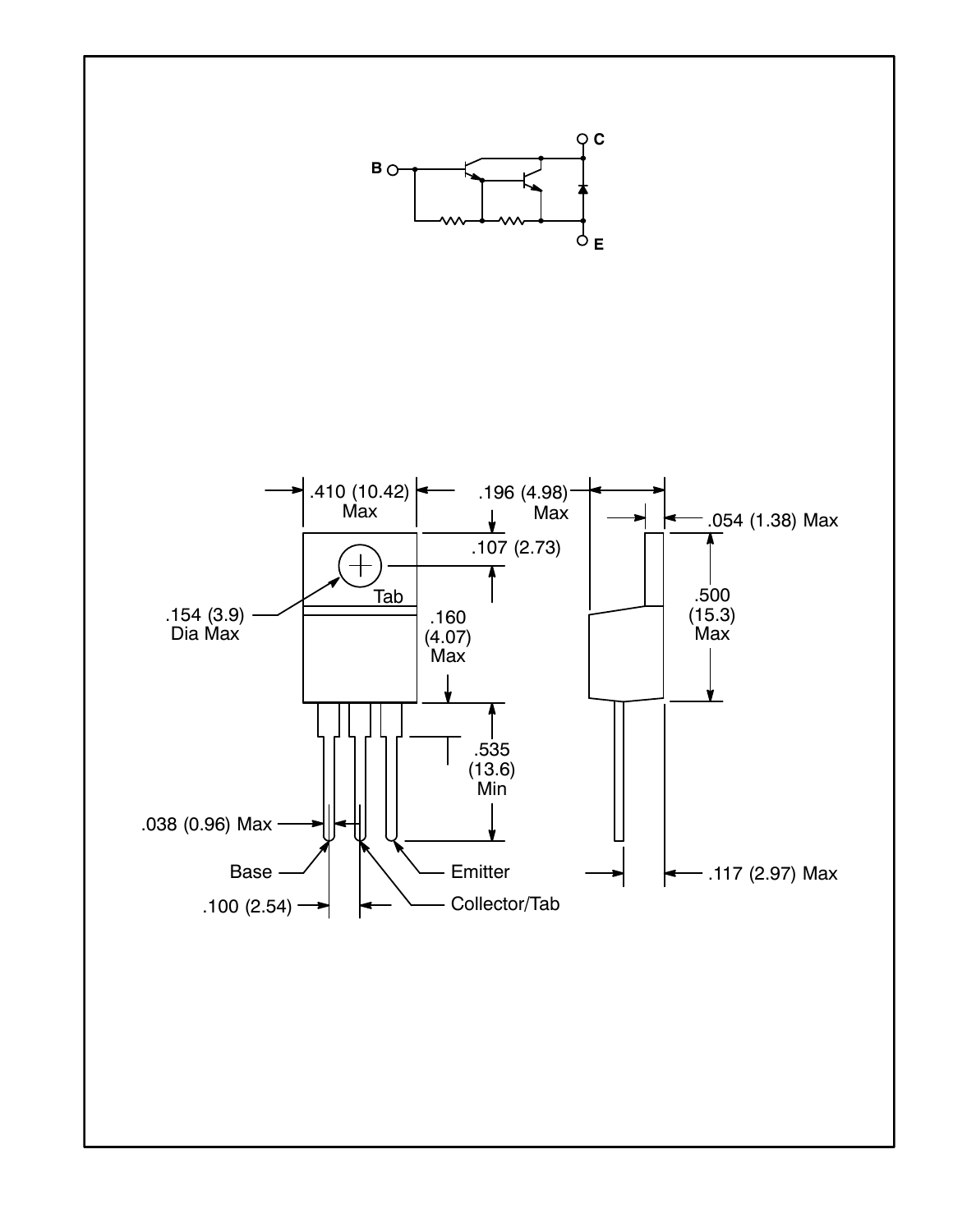C

B

E

.410 (10.42)
Max

.196 (4.98)
Max

.054 (1.38) Max

.107 (2.73)

Tab

.154 (3.9)
Dia Max

.160
(4.07)
Max

.500
(15.3)
Max

.535
(13.6)
Min

.038 (0.96) Max

Base

Emitter

.117 (2.97) Max

.100 (2.54)

Collector/Tab